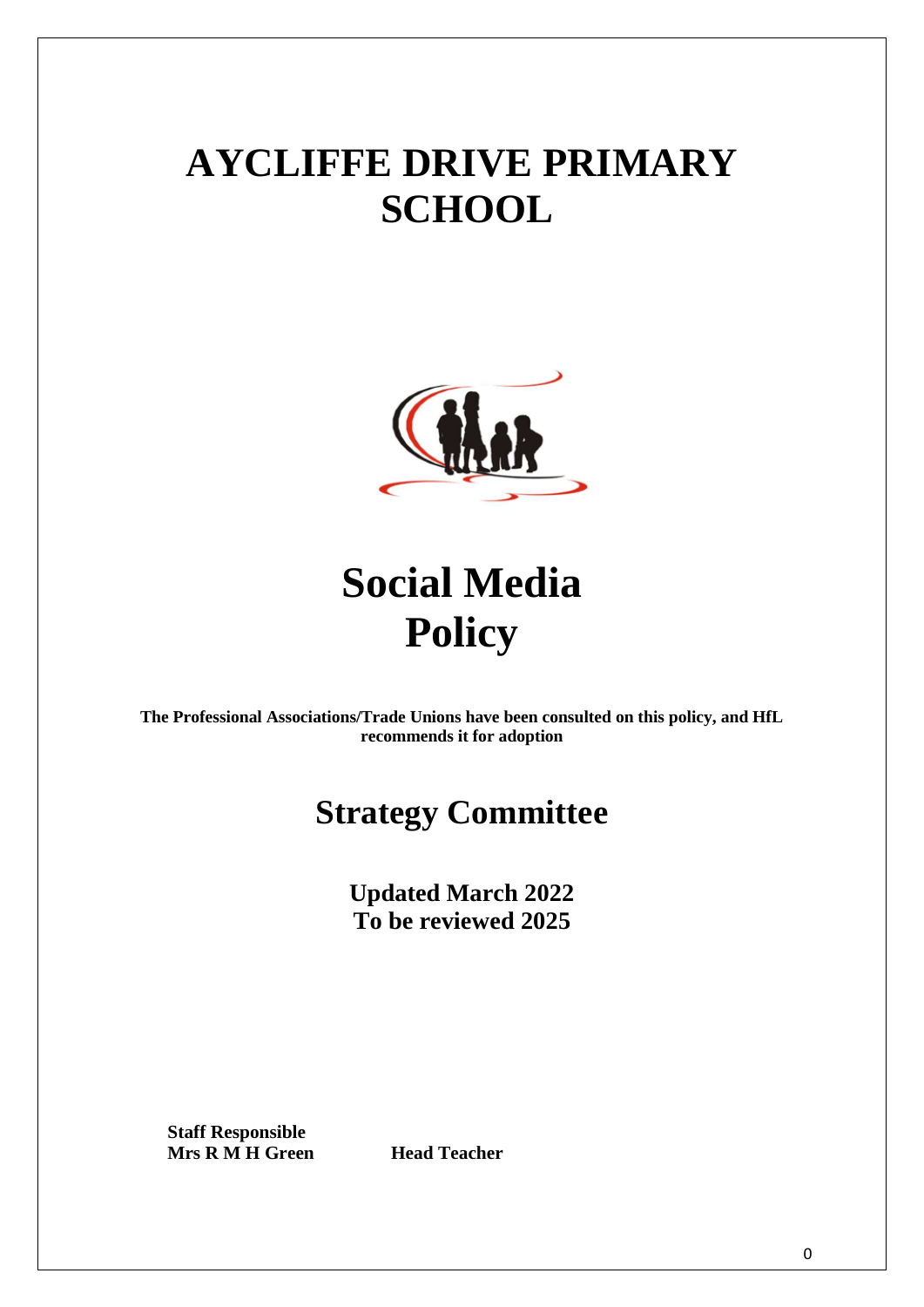# AYCLIFFE DRIVE PRIMARY SCHOOL

# Social Media Policy

**The Professional Associations/Trade Unions have been consulted on this policy, and HfL recommends it for adoption**

## Strategy Committee

**Updated March 2022**
**To be reviewed 2025**

**Staff Responsible**
**Mrs R M H Green** **Head Teacher**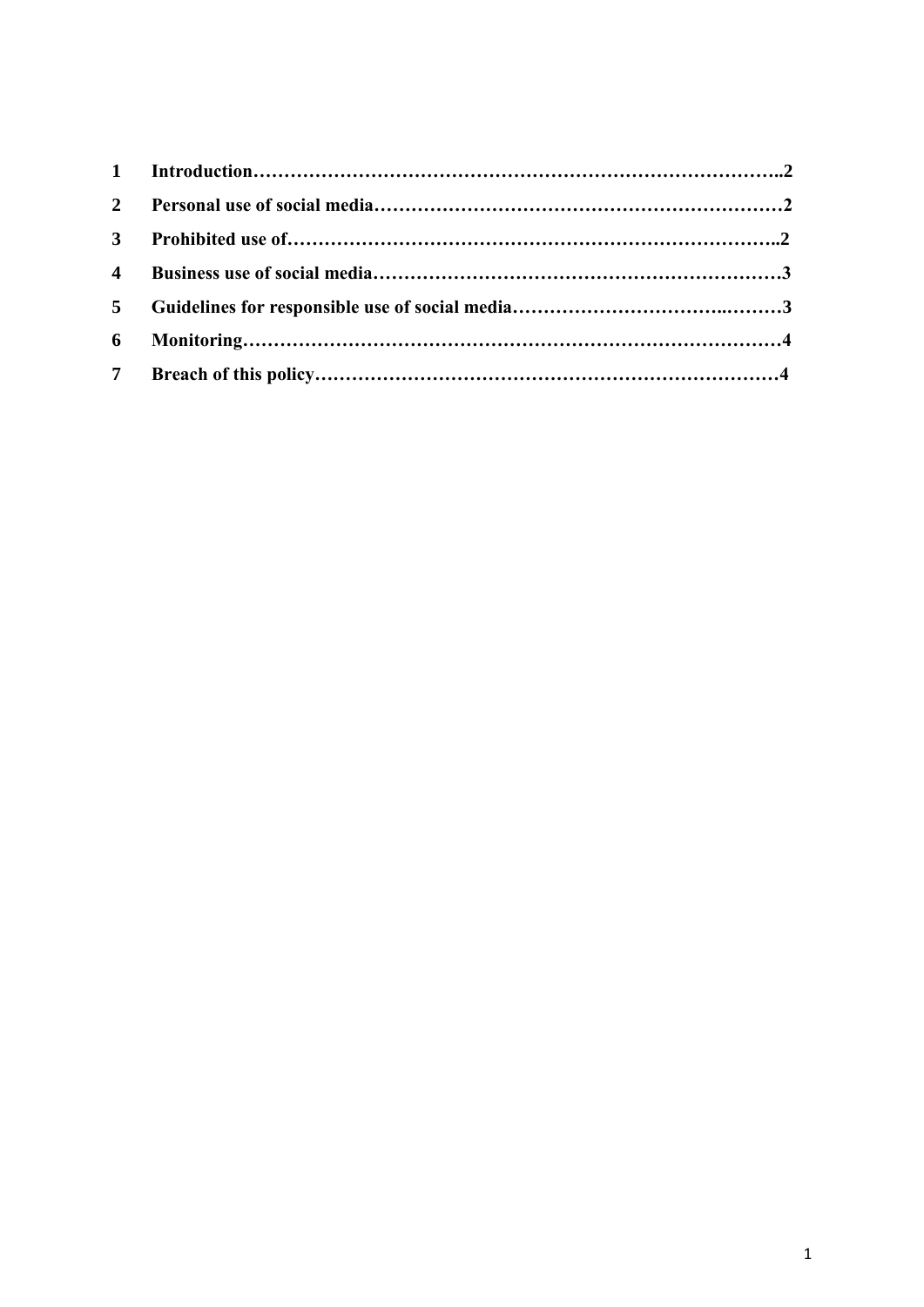**1 Introduction……………………………………………………………………………..2**

**2 Personal use of social media…………………………………………………………2**

**3 Prohibited use of………………………………………………………………………..2**

**4 Business use of social media…………………………………………………………3**

**5 Guidelines for responsible use of social media……………………………..………3**

**6 Monitoring…………………………………………………………………………….4**

**7 Breach of this policy…………………………………………………………………4**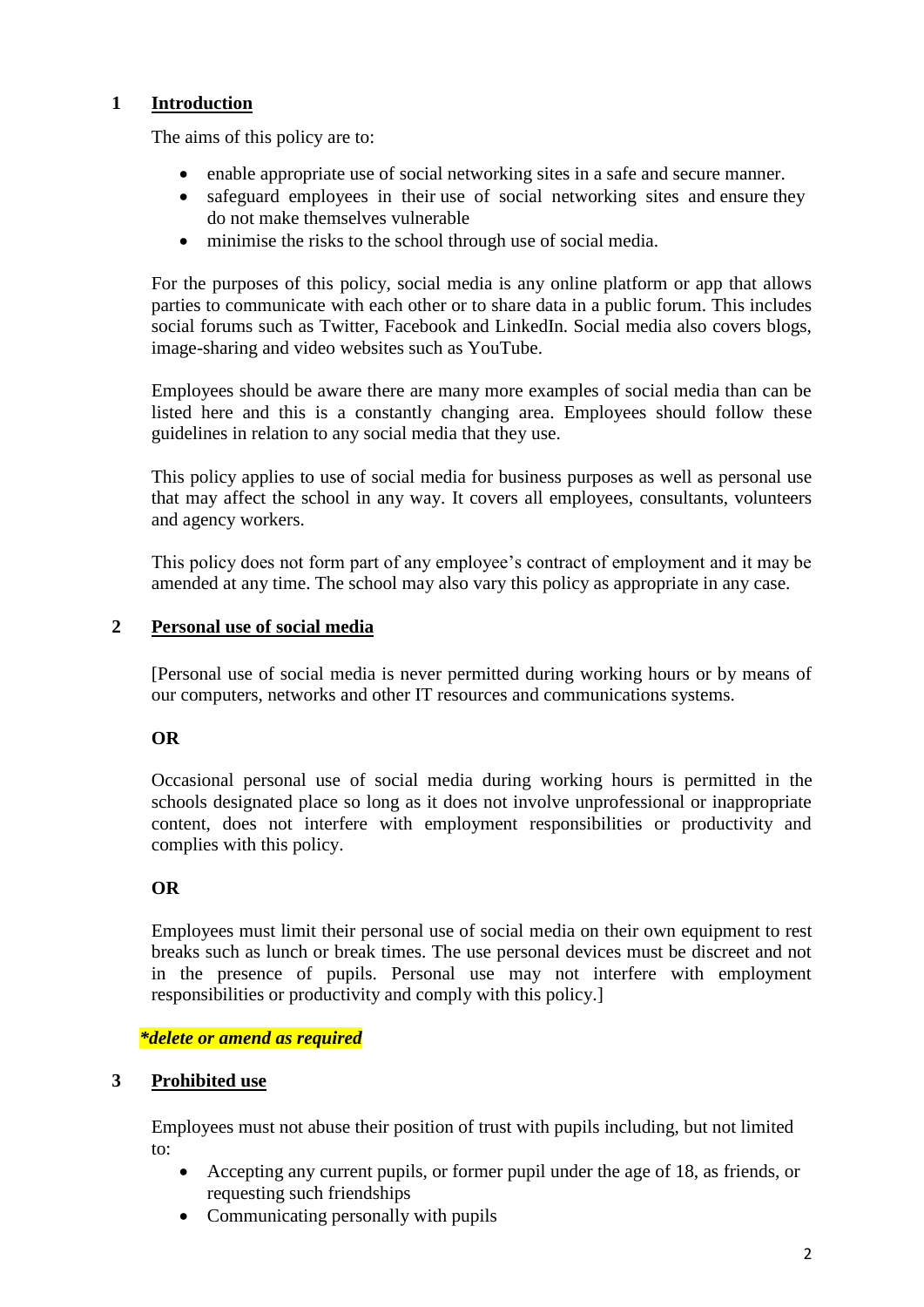## 1 Introduction

The aims of this policy are to:

- enable appropriate use of social networking sites in a safe and secure manner.
- safeguard employees in their use of social networking sites and ensure they do not make themselves vulnerable
- minimise the risks to the school through use of social media.

For the purposes of this policy, social media is any online platform or app that allows parties to communicate with each other or to share data in a public forum. This includes social forums such as Twitter, Facebook and LinkedIn. Social media also covers blogs, image-sharing and video websites such as YouTube.

Employees should be aware there are many more examples of social media than can be listed here and this is a constantly changing area. Employees should follow these guidelines in relation to any social media that they use.

This policy applies to use of social media for business purposes as well as personal use that may affect the school in any way. It covers all employees, consultants, volunteers and agency workers.

This policy does not form part of any employee's contract of employment and it may be amended at any time. The school may also vary this policy as appropriate in any case.

## 2 Personal use of social media

[Personal use of social media is never permitted during working hours or by means of our computers, networks and other IT resources and communications systems.

**OR**

Occasional personal use of social media during working hours is permitted in the schools designated place so long as it does not involve unprofessional or inappropriate content, does not interfere with employment responsibilities or productivity and complies with this policy.

**OR**

Employees must limit their personal use of social media on their own equipment to rest breaks such as lunch or break times. The use personal devices must be discreet and not in the presence of pupils. Personal use may not interfere with employment responsibilities or productivity and comply with this policy.]

***delete or amend as required***

## 3 Prohibited use

Employees must not abuse their position of trust with pupils including, but not limited to:

- Accepting any current pupils, or former pupil under the age of 18, as friends, or requesting such friendships
- Communicating personally with pupils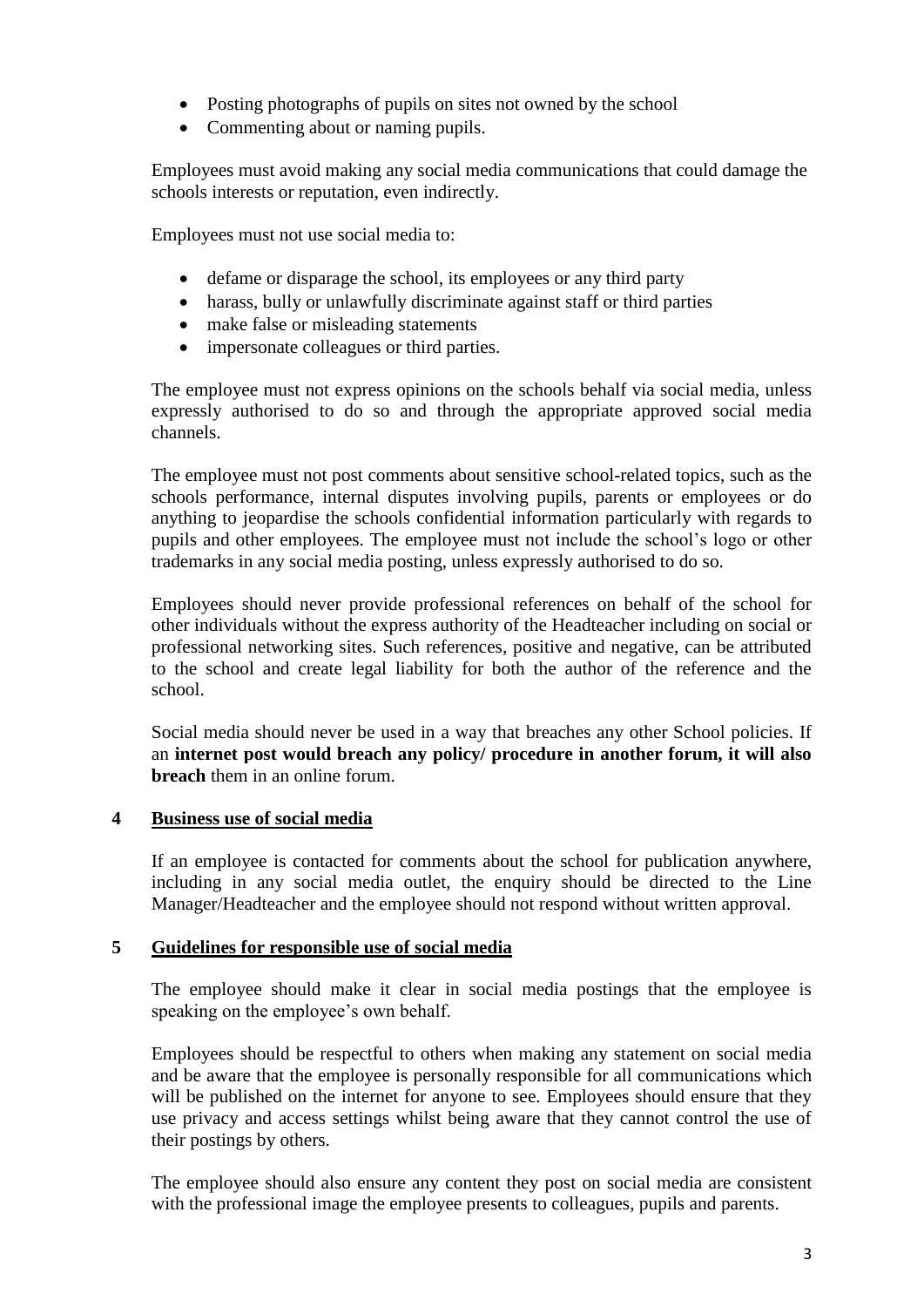- Posting photographs of pupils on sites not owned by the school
- Commenting about or naming pupils.

Employees must avoid making any social media communications that could damage the schools interests or reputation, even indirectly.

Employees must not use social media to:

- defame or disparage the school, its employees or any third party
- harass, bully or unlawfully discriminate against staff or third parties
- make false or misleading statements
- impersonate colleagues or third parties.

The employee must not express opinions on the schools behalf via social media, unless expressly authorised to do so and through the appropriate approved social media channels.

The employee must not post comments about sensitive school-related topics, such as the schools performance, internal disputes involving pupils, parents or employees or do anything to jeopardise the schools confidential information particularly with regards to pupils and other employees. The employee must not include the school's logo or other trademarks in any social media posting, unless expressly authorised to do so.

Employees should never provide professional references on behalf of the school for other individuals without the express authority of the Headteacher including on social or professional networking sites. Such references, positive and negative, can be attributed to the school and create legal liability for both the author of the reference and the school.

Social media should never be used in a way that breaches any other School policies. If an **internet post would breach any policy/ procedure in another forum, it will also breach** them in an online forum.

## 4 Business use of social media

If an employee is contacted for comments about the school for publication anywhere, including in any social media outlet, the enquiry should be directed to the Line Manager/Headteacher and the employee should not respond without written approval.

## 5 Guidelines for responsible use of social media

The employee should make it clear in social media postings that the employee is speaking on the employee's own behalf.

Employees should be respectful to others when making any statement on social media and be aware that the employee is personally responsible for all communications which will be published on the internet for anyone to see. Employees should ensure that they use privacy and access settings whilst being aware that they cannot control the use of their postings by others.

The employee should also ensure any content they post on social media are consistent with the professional image the employee presents to colleagues, pupils and parents.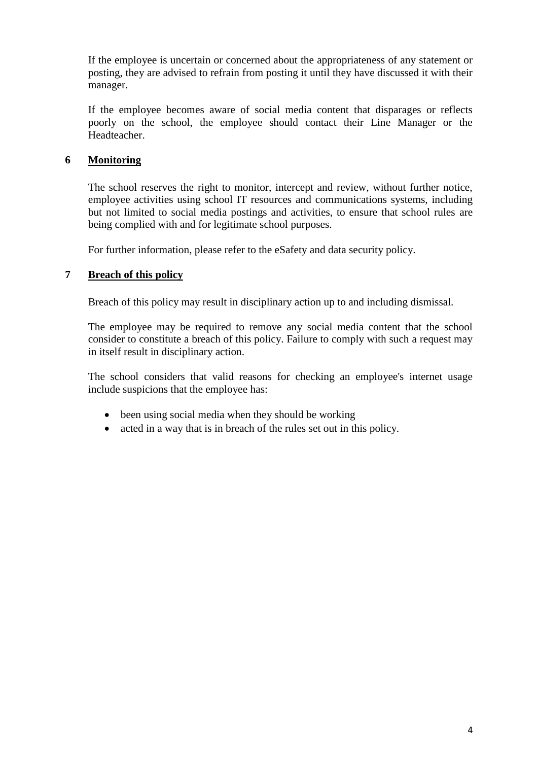If the employee is uncertain or concerned about the appropriateness of any statement or posting, they are advised to refrain from posting it until they have discussed it with their manager.

If the employee becomes aware of social media content that disparages or reflects poorly on the school, the employee should contact their Line Manager or the Headteacher.

## 6 Monitoring

The school reserves the right to monitor, intercept and review, without further notice, employee activities using school IT resources and communications systems, including but not limited to social media postings and activities, to ensure that school rules are being complied with and for legitimate school purposes.

For further information, please refer to the eSafety and data security policy.

## 7 Breach of this policy

Breach of this policy may result in disciplinary action up to and including dismissal.

The employee may be required to remove any social media content that the school consider to constitute a breach of this policy. Failure to comply with such a request may in itself result in disciplinary action.

The school considers that valid reasons for checking an employee's internet usage include suspicions that the employee has:

- been using social media when they should be working
- acted in a way that is in breach of the rules set out in this policy.